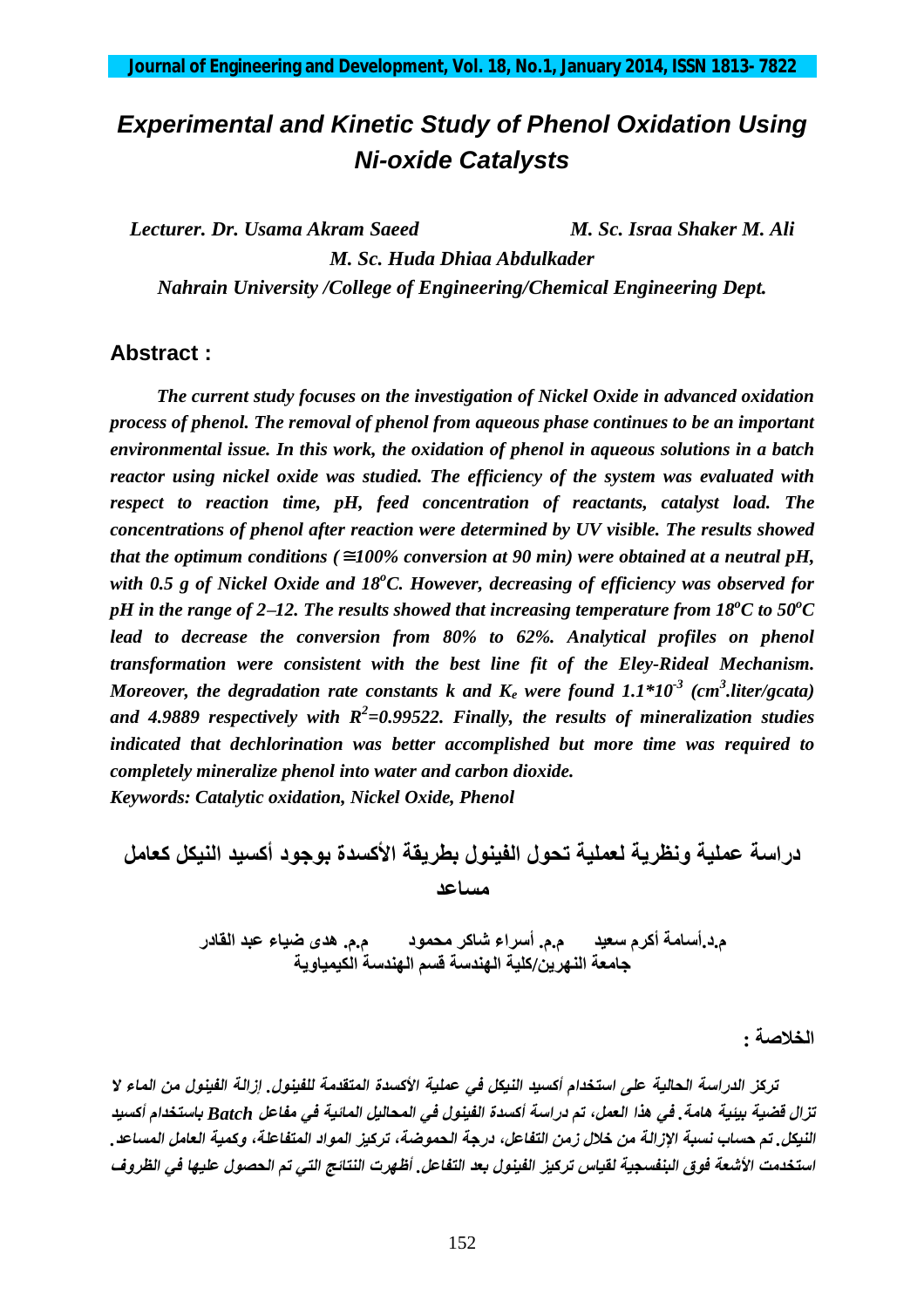# *Experimental and Kinetic Study of Phenol Oxidation Using Ni-oxide Catalysts*

*Lecturer. Dr. Usama Akram Saeed* *M. Sc. Israa Shaker M. Ali*

*M. Sc. Huda Dhiaa Abdulkader*

*Nahrain University /College of Engineering/Chemical Engineering Dept.*

## Abstract :

***The current study focuses on the investigation of Nickel Oxide in advanced oxidation process of phenol. The removal of phenol from aqueous phase continues to be an important environmental issue. In this work, the oxidation of phenol in aqueous solutions in a batch reactor using nickel oxide was studied. The efficiency of the system was evaluated with respect to reaction time, pH, feed concentration of reactants, catalyst load. The concentrations of phenol after reaction were determined by UV visible. The results showed that the optimum conditions (≅100% conversion at 90 min) were obtained at a neutral pH, with 0.5 g of Nickel Oxide and 18°C. However, decreasing of efficiency was observed for pH in the range of 2–12. The results showed that increasing temperature from 18°C to 50°C lead to decrease the conversion from 80% to 62%. Analytical profiles on phenol transformation were consistent with the best line fit of the Eley-Rideal Mechanism. Moreover, the degradation rate constants k and $K_e$ were found $1.1*10^{-3}$ ($cm^3$.liter/gcata) and 4.9889 respectively with $R^2$=0.99522. Finally, the results of mineralization studies indicated that dechlorination was better accomplished but more time was required to completely mineralize phenol into water and carbon dioxide.***

***Keywords: Catalytic oxidation, Nickel Oxide, Phenol***

# دراسة عملية ونظرية لعملية تحول الفينول بطريقة الأكسدة بوجود أكسيد النيكل كعامل مساعد

**م.د.أسامة أكرم سعيد م.م. أسراء شاكر محمود م.م. هدى ضياء عبد القادر**

**جامعة النهرين/كلية الهندسة قسم الهندسة الكيمياوية**

**الخلاصة :**

***تركز الدراسة الحالية على استخدام أكسيد النيكل في عملية الأكسدة المتقدمة للفينول. إزالة الفينول من الماء لا تزال قضية بيئية هامة. في هذا العمل، تم دراسة أكسدة الفينول في المحاليل المائية في مفاعل Batch باستخدام أكسيد النيكل. تم حساب نسبة الإزالة من خلال زمن التفاعل، درجة الحموضة، تركيز المواد المتفاعلة، وكمية العامل المساعد. استخدمت الأشعة فوق البنفسجية لقياس تركيز الفينول بعد التفاعل. أظهرت النتائج التي تم الحصول عليها في الظروف***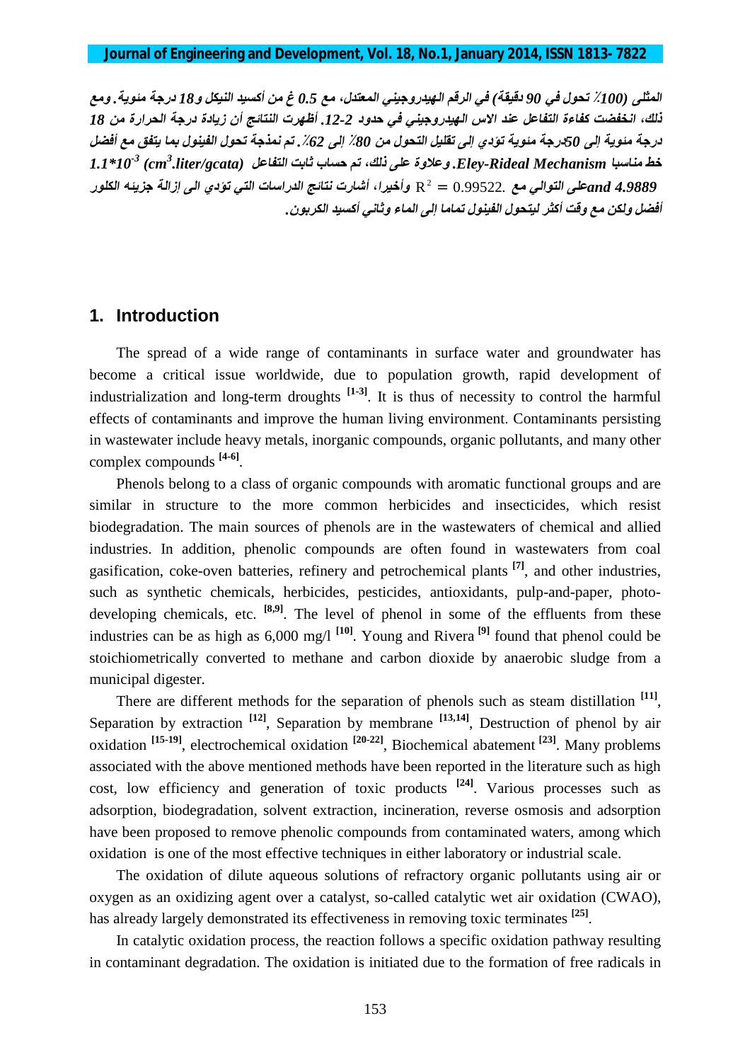المثلى (100٪ تحول في 90 دقيقة) في الرقم الهيدروجيني المعتدل، مع 0.5 غ من أكسيد النيكل و18 درجة مئوية. ومع ذلك، انخفضت كفاءة التفاعل عند الاس الهيدروجيني في حدود 2-12. أظهرت النتائج أن زيادة درجة الحرارة من 18 درجة مئوية إلى 50درجة مئوية تؤدي إلى تقليل التحول من 80٪ إلى 62٪. تم نمذجة تحول الفينول بما يتفق مع أفضل خط مناسبا Eley-Rideal Mechanism. وعلاوة على ذلك، تم حساب ثابت التفاعل $1.1*10^{-3}$ ($cm^3$.liter/gcata) and 4.9889على التوالي مع $R^2 = 0.99522$. وأخيرا، أشارت نتائج الدراسات التي تؤدي الى إزالة جزيئه الكلور أفضل ولكن مع وقت أكثر ليتحول الفينول تماما إلى الماء وثاني أكسيد الكربون.

## 1. Introduction

The spread of a wide range of contaminants in surface water and groundwater has become a critical issue worldwide, due to population growth, rapid development of industrialization and long-term droughts [1-3]. It is thus of necessity to control the harmful effects of contaminants and improve the human living environment. Contaminants persisting in wastewater include heavy metals, inorganic compounds, organic pollutants, and many other complex compounds [4-6].

Phenols belong to a class of organic compounds with aromatic functional groups and are similar in structure to the more common herbicides and insecticides, which resist biodegradation. The main sources of phenols are in the wastewaters of chemical and allied industries. In addition, phenolic compounds are often found in wastewaters from coal gasification, coke-oven batteries, refinery and petrochemical plants [7], and other industries, such as synthetic chemicals, herbicides, pesticides, antioxidants, pulp-and-paper, photo-developing chemicals, etc. [8,9]. The level of phenol in some of the effluents from these industries can be as high as 6,000 mg/l [10]. Young and Rivera [9] found that phenol could be stoichiometrically converted to methane and carbon dioxide by anaerobic sludge from a municipal digester.

There are different methods for the separation of phenols such as steam distillation [11], Separation by extraction [12], Separation by membrane [13,14], Destruction of phenol by air oxidation [15-19], electrochemical oxidation [20-22], Biochemical abatement [23]. Many problems associated with the above mentioned methods have been reported in the literature such as high cost, low efficiency and generation of toxic products [24]. Various processes such as adsorption, biodegradation, solvent extraction, incineration, reverse osmosis and adsorption have been proposed to remove phenolic compounds from contaminated waters, among which oxidation is one of the most effective techniques in either laboratory or industrial scale.

The oxidation of dilute aqueous solutions of refractory organic pollutants using air or oxygen as an oxidizing agent over a catalyst, so-called catalytic wet air oxidation (CWAO), has already largely demonstrated its effectiveness in removing toxic terminates [25].

In catalytic oxidation process, the reaction follows a specific oxidation pathway resulting in contaminant degradation. The oxidation is initiated due to the formation of free radicals in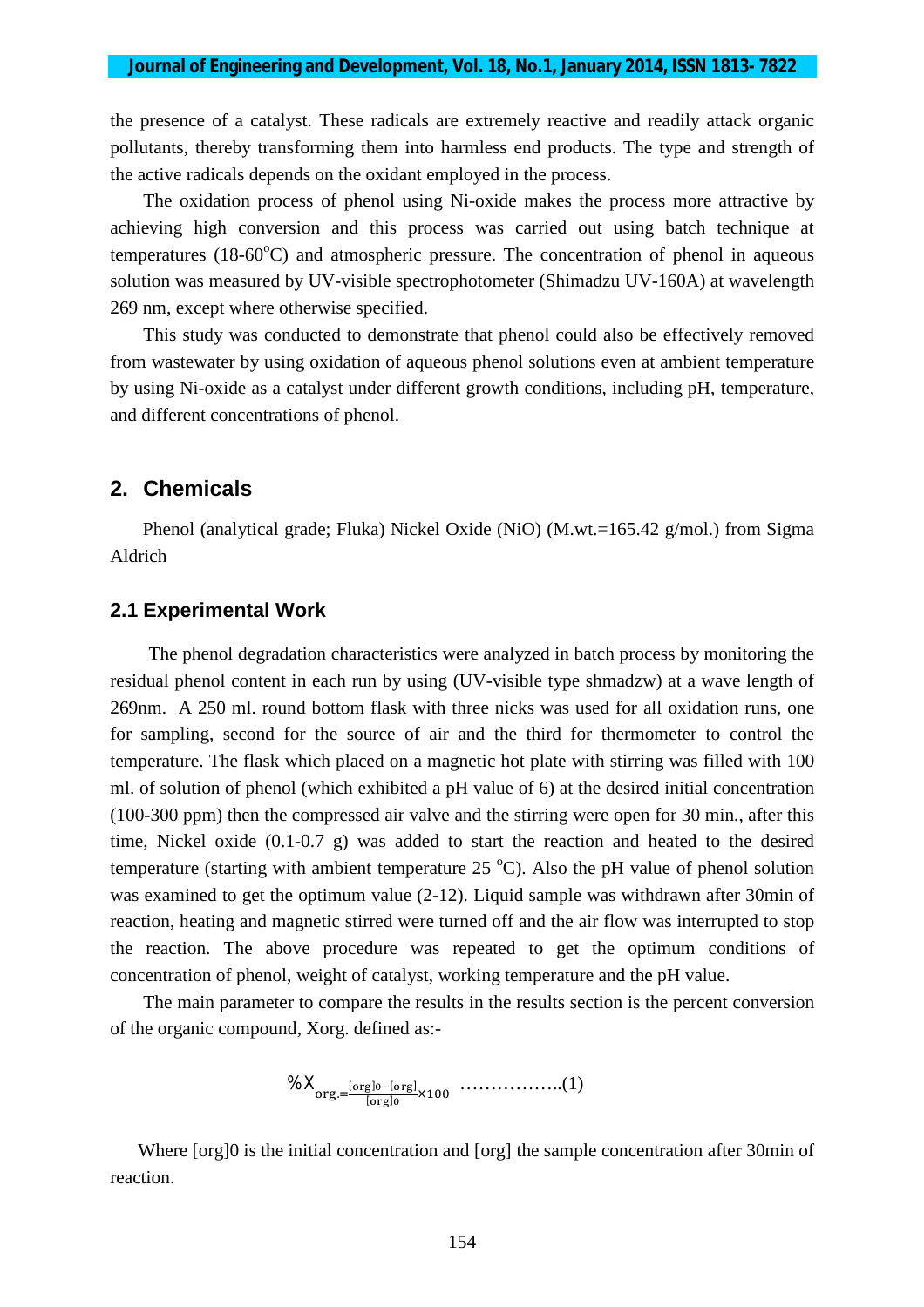the presence of a catalyst. These radicals are extremely reactive and readily attack organic pollutants, thereby transforming them into harmless end products. The type and strength of the active radicals depends on the oxidant employed in the process.

The oxidation process of phenol using Ni-oxide makes the process more attractive by achieving high conversion and this process was carried out using batch technique at temperatures (18-60$^oC$) and atmospheric pressure. The concentration of phenol in aqueous solution was measured by UV-visible spectrophotometer (Shimadzu UV-160A) at wavelength 269 nm, except where otherwise specified.

This study was conducted to demonstrate that phenol could also be effectively removed from wastewater by using oxidation of aqueous phenol solutions even at ambient temperature by using Ni-oxide as a catalyst under different growth conditions, including pH, temperature, and different concentrations of phenol.

## 2. Chemicals

Phenol (analytical grade; Fluka) Nickel Oxide (NiO) (M.wt.=165.42 g/mol.) from Sigma Aldrich

### 2.1 Experimental Work

The phenol degradation characteristics were analyzed in batch process by monitoring the residual phenol content in each run by using (UV-visible type shmadzw) at a wave length of 269nm. A 250 ml. round bottom flask with three nicks was used for all oxidation runs, one for sampling, second for the source of air and the third for thermometer to control the temperature. The flask which placed on a magnetic hot plate with stirring was filled with 100 ml. of solution of phenol (which exhibited a pH value of 6) at the desired initial concentration (100-300 ppm) then the compressed air valve and the stirring were open for 30 min., after this time, Nickel oxide (0.1-0.7 g) was added to start the reaction and heated to the desired temperature (starting with ambient temperature 25 $^oC$). Also the pH value of phenol solution was examined to get the optimum value (2-12). Liquid sample was withdrawn after 30min of reaction, heating and magnetic stirred were turned off and the air flow was interrupted to stop the reaction. The above procedure was repeated to get the optimum conditions of concentration of phenol, weight of catalyst, working temperature and the pH value.

The main parameter to compare the results in the results section is the percent conversion of the organic compound, Xorg. defined as:-

$$\%X_{org.} = \frac{[org]_0 - [org]}{[org]_0} \times 100 \quad \text{……………..(1)}$$

Where [org]0 is the initial concentration and [org] the sample concentration after 30min of reaction.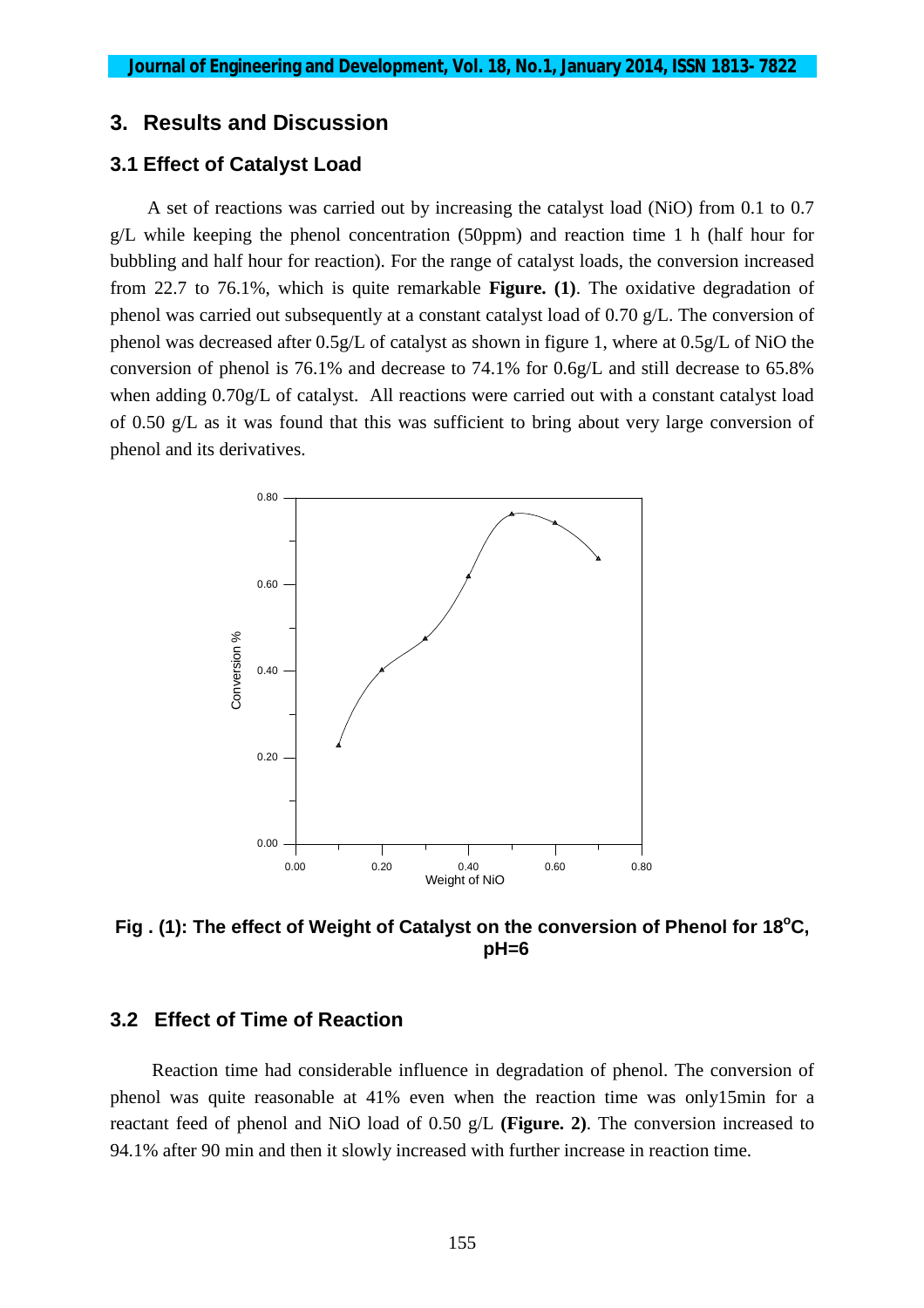## 3. Results and Discussion

### 3.1 Effect of Catalyst Load

A set of reactions was carried out by increasing the catalyst load (NiO) from 0.1 to 0.7 g/L while keeping the phenol concentration (50ppm) and reaction time 1 h (half hour for bubbling and half hour for reaction). For the range of catalyst loads, the conversion increased from 22.7 to 76.1%, which is quite remarkable **Figure. (1)**. The oxidative degradation of phenol was carried out subsequently at a constant catalyst load of 0.70 g/L. The conversion of phenol was decreased after 0.5g/L of catalyst as shown in figure 1, where at 0.5g/L of NiO the conversion of phenol is 76.1% and decrease to 74.1% for 0.6g/L and still decrease to 65.8% when adding 0.70g/L of catalyst. All reactions were carried out with a constant catalyst load of 0.50 g/L as it was found that this was sufficient to bring about very large conversion of phenol and its derivatives.

**Fig . (1): The effect of Weight of Catalyst on the conversion of Phenol for 18$^{o}$C, pH=6**

### 3.2 Effect of Time of Reaction

Reaction time had considerable influence in degradation of phenol. The conversion of phenol was quite reasonable at 41% even when the reaction time was only15min for a reactant feed of phenol and NiO load of 0.50 g/L **(Figure. 2)**. The conversion increased to 94.1% after 90 min and then it slowly increased with further increase in reaction time.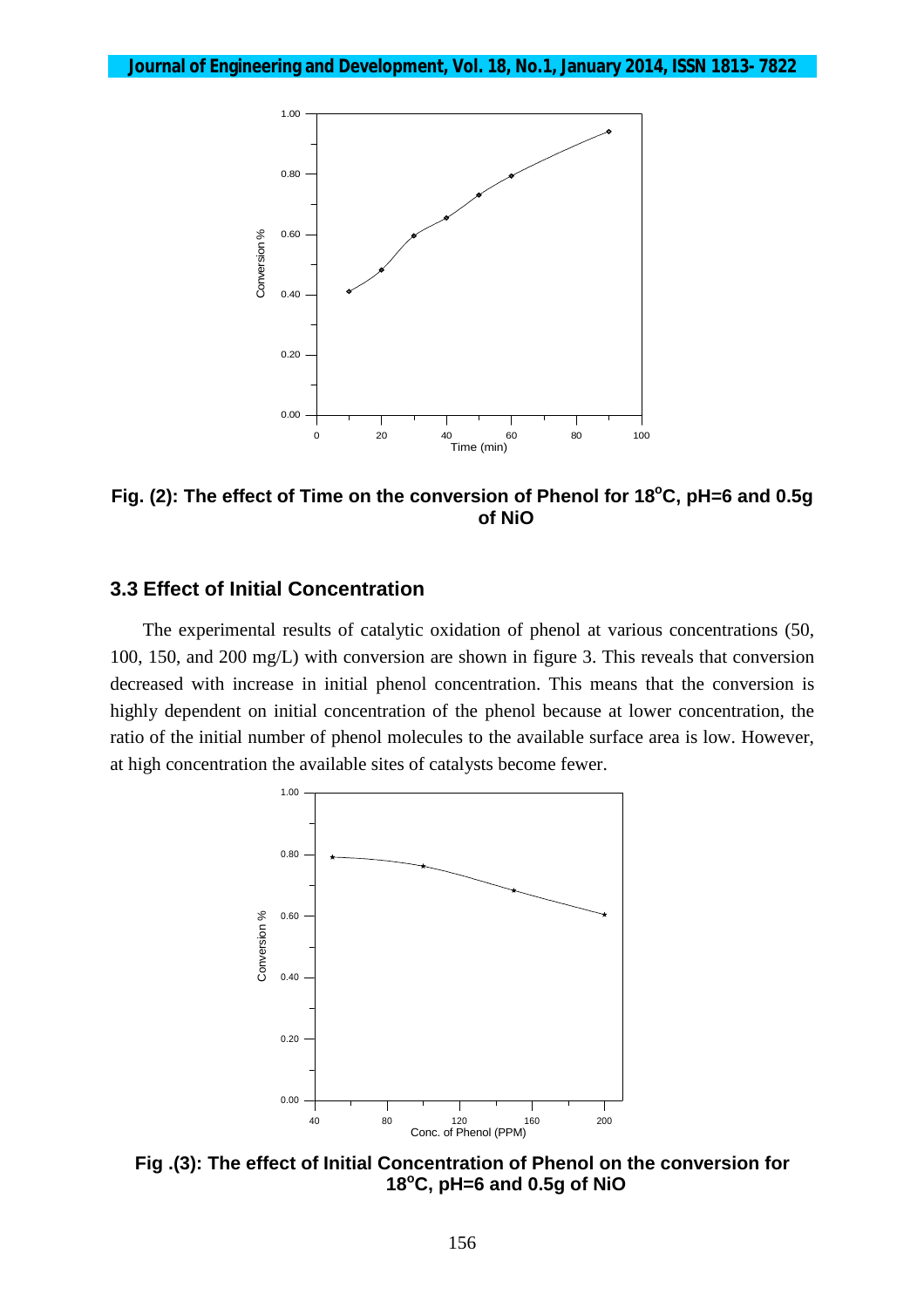Fig. (2): The effect of Time on the conversion of Phenol for 18$^{o}$C, pH=6 and 0.5g of NiO

### 3.3 Effect of Initial Concentration

The experimental results of catalytic oxidation of phenol at various concentrations (50, 100, 150, and 200 mg/L) with conversion are shown in figure 3. This reveals that conversion decreased with increase in initial phenol concentration. This means that the conversion is highly dependent on initial concentration of the phenol because at lower concentration, the ratio of the initial number of phenol molecules to the available surface area is low. However, at high concentration the available sites of catalysts become fewer.

Fig .(3): The effect of Initial Concentration of Phenol on the conversion for 18$^{o}$C, pH=6 and 0.5g of NiO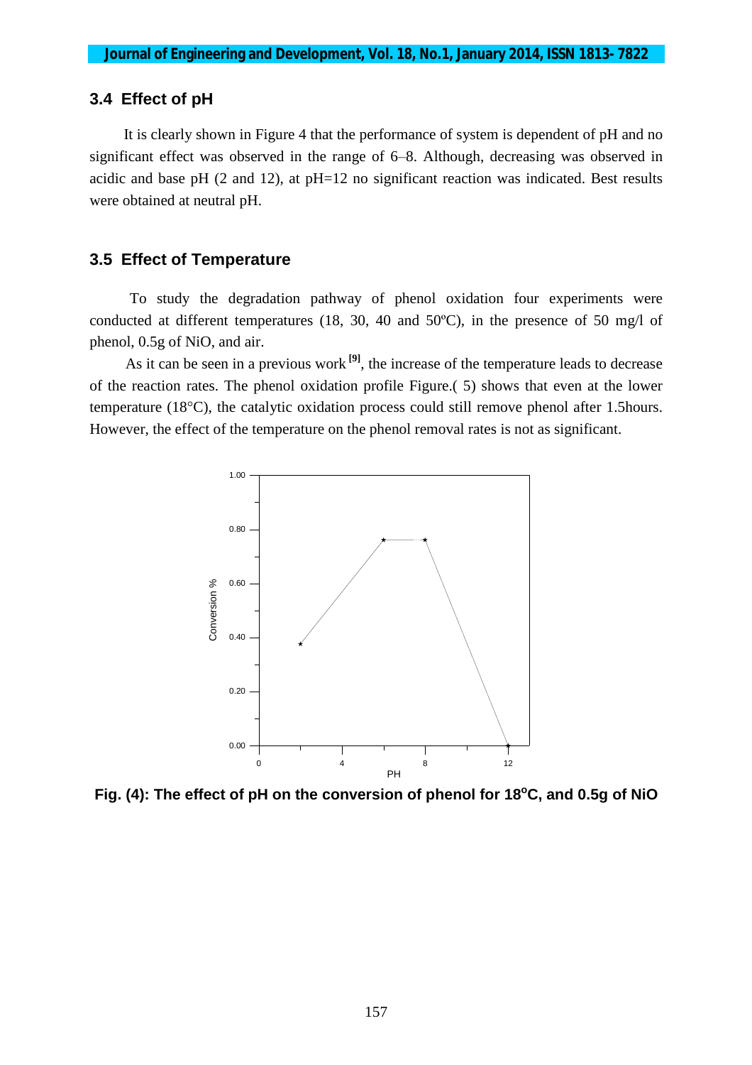### 3.4 Effect of pH

It is clearly shown in Figure 4 that the performance of system is dependent of pH and no significant effect was observed in the range of 6–8. Although, decreasing was observed in acidic and base pH (2 and 12), at pH=12 no significant reaction was indicated. Best results were obtained at neutral pH.

### 3.5 Effect of Temperature

To study the degradation pathway of phenol oxidation four experiments were conducted at different temperatures (18, 30, 40 and 50ºC), in the presence of 50 mg/l of phenol, 0.5g of NiO, and air.

As it can be seen in a previous work [9], the increase of the temperature leads to decrease of the reaction rates. The phenol oxidation profile Figure.( 5) shows that even at the lower temperature (18°C), the catalytic oxidation process could still remove phenol after 1.5hours. However, the effect of the temperature on the phenol removal rates is not as significant.

**Fig. (4): The effect of pH on the conversion of phenol for 18$^{o}$C, and 0.5g of NiO**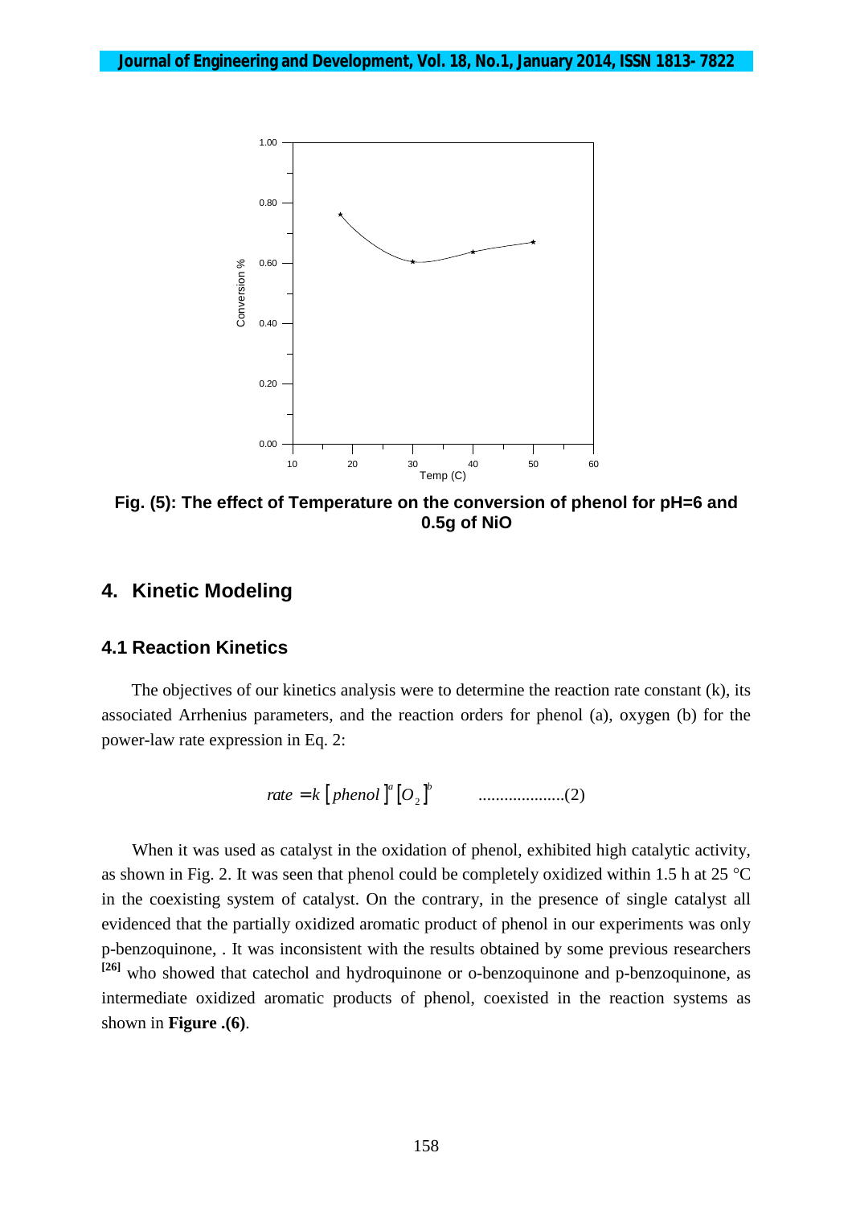Fig. (5): The effect of Temperature on the conversion of phenol for pH=6 and 0.5g of NiO

## 4. Kinetic Modeling

### 4.1 Reaction Kinetics

The objectives of our kinetics analysis were to determine the reaction rate constant (k), its associated Arrhenius parameters, and the reaction orders for phenol (a), oxygen (b) for the power-law rate expression in Eq. 2:

$$rate = k\,[phenol]^a\,[O_2]^b \qquad \text{....................(2)}$$

When it was used as catalyst in the oxidation of phenol, exhibited high catalytic activity, as shown in Fig. 2. It was seen that phenol could be completely oxidized within 1.5 h at 25 °C in the coexisting system of catalyst. On the contrary, in the presence of single catalyst all evidenced that the partially oxidized aromatic product of phenol in our experiments was only p-benzoquinone, . It was inconsistent with the results obtained by some previous researchers [26] who showed that catechol and hydroquinone or o-benzoquinone and p-benzoquinone, as intermediate oxidized aromatic products of phenol, coexisted in the reaction systems as shown in **Figure .(6)**.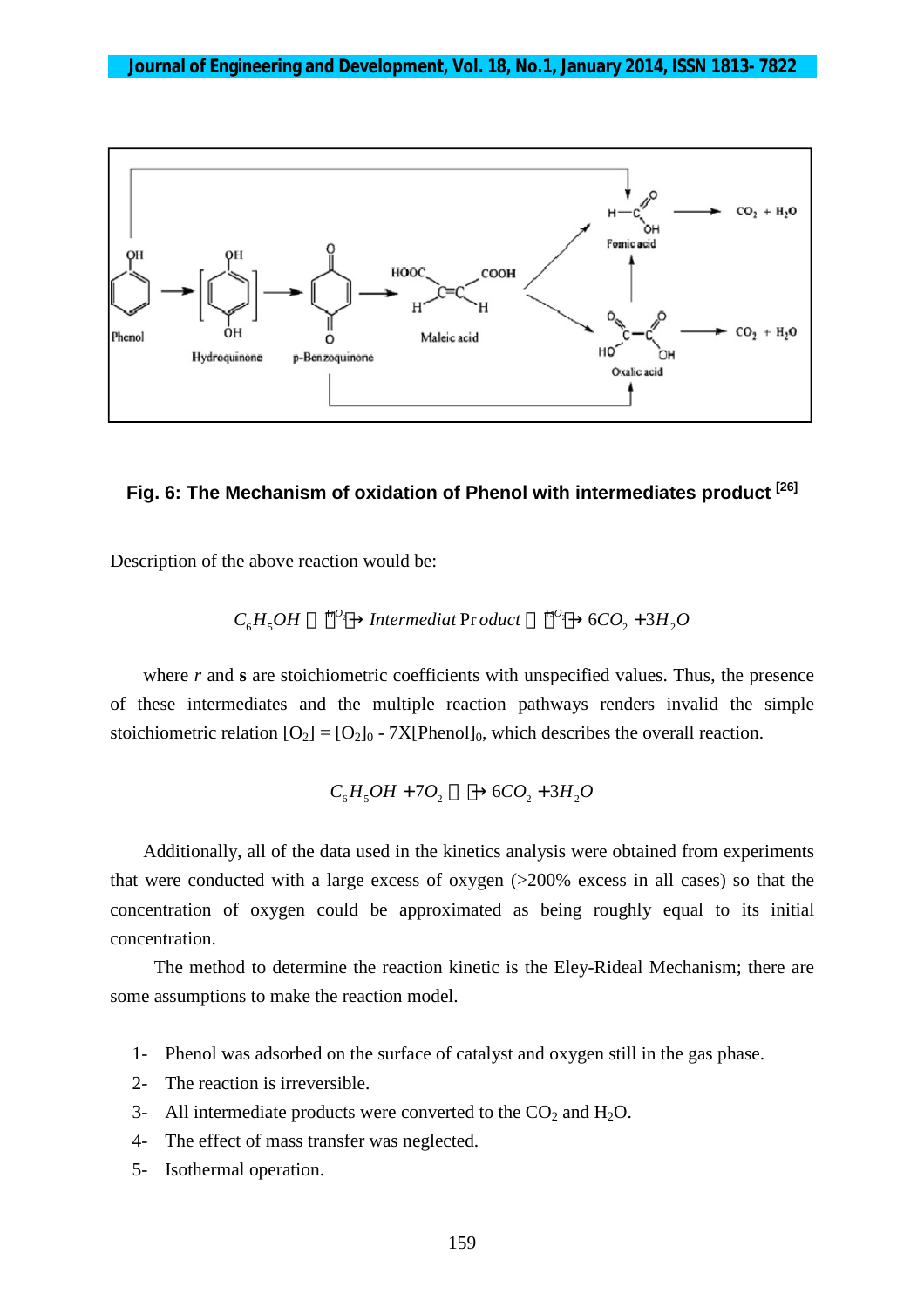Fig. 6: The Mechanism of oxidation of Phenol with intermediates product [26]

Description of the above reaction would be:

$$C_6H_5OH \xrightarrow{+rO_2} Intermediat\ Product \xrightarrow{+sO_2} 6CO_2 + 3H_2O$$

where *r* and **s** are stoichiometric coefficients with unspecified values. Thus, the presence of these intermediates and the multiple reaction pathways renders invalid the simple stoichiometric relation $[O_2] = [O_2]_0 - 7X[Phenol]_0$, which describes the overall reaction.

$$C_6H_5OH + 7O_2 \longrightarrow 6CO_2 + 3H_2O$$

Additionally, all of the data used in the kinetics analysis were obtained from experiments that were conducted with a large excess of oxygen (>200% excess in all cases) so that the concentration of oxygen could be approximated as being roughly equal to its initial concentration.

The method to determine the reaction kinetic is the Eley-Rideal Mechanism; there are some assumptions to make the reaction model.

1- Phenol was adsorbed on the surface of catalyst and oxygen still in the gas phase.
2- The reaction is irreversible.
3- All intermediate products were converted to the $CO_2$ and $H_2O$.
4- The effect of mass transfer was neglected.
5- Isothermal operation.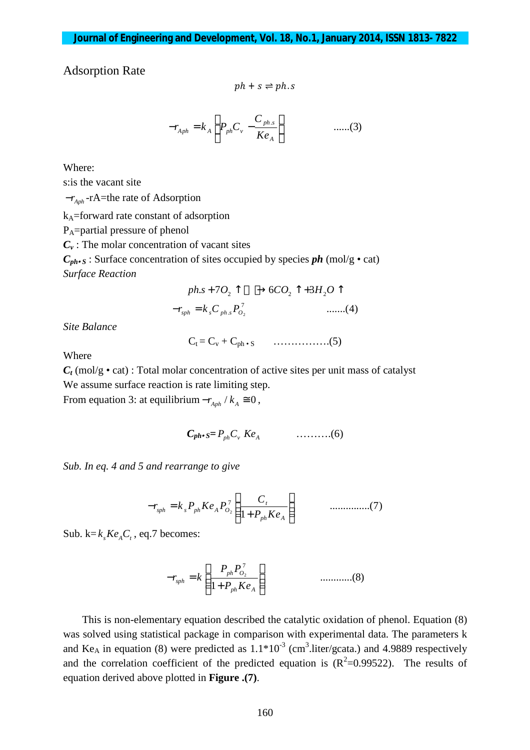Adsorption Rate

$$ph + s \rightleftharpoons ph.s$$

$$-r_{Aph} = k_A \left( P_{ph} C_v - \frac{C_{ph.s}}{Ke_A} \right) \qquad ......(3)$$

Where:

s:is the vacant site

$-r_{Aph}$ -rA=the rate of Adsorption

$k_A$=forward rate constant of adsorption

$P_A$=partial pressure of phenol

***$C_v$*** : The molar concentration of vacant sites

***$C_{ph\bullet S}$*** : Surface concentration of sites occupied by species ***ph*** (mol/g • cat)

*Surface Reaction*

$$ph.s + 7O_2 \uparrow \longrightarrow 6CO_2 \uparrow + 3H_2O \uparrow$$

$$-r_{sph} = k_s C_{ph.s} P_{O_2}^7 \qquad .......(4)$$

*Site Balance*

$$C_t = C_v + C_{ph\bullet S} \qquad ................(5)$$

Where

***$C_t$*** (mol/g • cat) : Total molar concentration of active sites per unit mass of catalyst

We assume surface reaction is rate limiting step.

From equation 3: at equilibrium $-r_{Aph} / k_A \cong 0$,

$$C_{ph\bullet S} = P_{ph} C_v \, Ke_A \qquad ..........(6)$$

*Sub. In eq. 4 and 5 and rearrange to give*

$$-r_{sph} = k_s P_{ph} Ke_A P_{O_2}^7 \left( \frac{C_t}{1 + P_{ph} Ke_A} \right) \qquad ...............(7)$$

Sub. k=$k_s Ke_A C_t$ , eq.7 becomes:

$$-r_{sph} = k \left( \frac{P_{ph} P_{O_2}^7}{1 + P_{ph} Ke_A} \right) \qquad ............(8)$$

This is non-elementary equation described the catalytic oxidation of phenol. Equation (8) was solved using statistical package in comparison with experimental data. The parameters k and $Ke_A$ in equation (8) were predicted as $1.1*10^{-3}$ ($cm^3$.liter/gcata.) and 4.9889 respectively and the correlation coefficient of the predicted equation is ($R^2$=0.99522). The results of equation derived above plotted in **Figure .(7)**.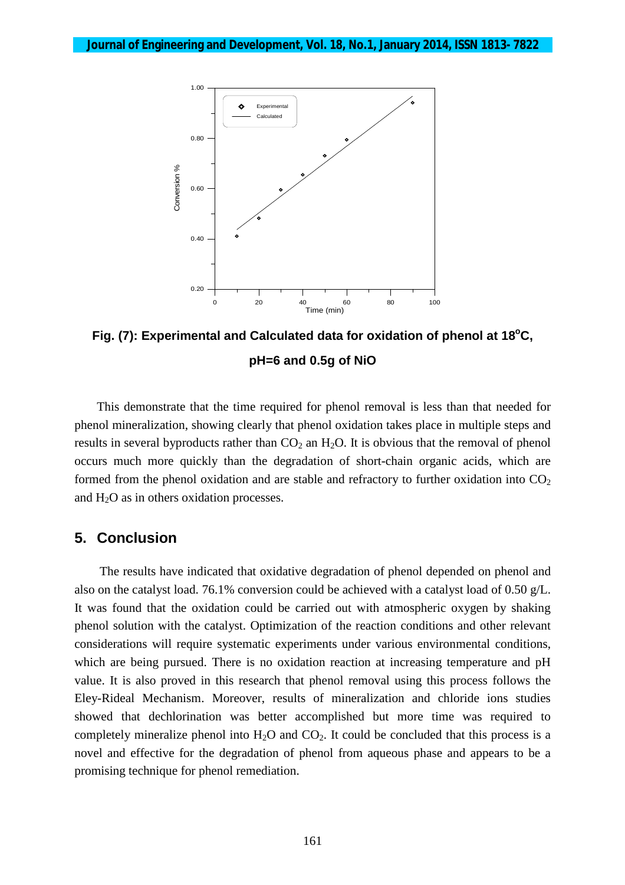Fig. (7): Experimental and Calculated data for oxidation of phenol at 18$^{o}$C, pH=6 and 0.5g of NiO

This demonstrate that the time required for phenol removal is less than that needed for phenol mineralization, showing clearly that phenol oxidation takes place in multiple steps and results in several byproducts rather than $CO_2$ an $H_2O$. It is obvious that the removal of phenol occurs much more quickly than the degradation of short-chain organic acids, which are formed from the phenol oxidation and are stable and refractory to further oxidation into $CO_2$ and $H_2O$ as in others oxidation processes.

## 5. Conclusion

The results have indicated that oxidative degradation of phenol depended on phenol and also on the catalyst load. 76.1% conversion could be achieved with a catalyst load of 0.50 g/L. It was found that the oxidation could be carried out with atmospheric oxygen by shaking phenol solution with the catalyst. Optimization of the reaction conditions and other relevant considerations will require systematic experiments under various environmental conditions, which are being pursued. There is no oxidation reaction at increasing temperature and pH value. It is also proved in this research that phenol removal using this process follows the Eley-Rideal Mechanism. Moreover, results of mineralization and chloride ions studies showed that dechlorination was better accomplished but more time was required to completely mineralize phenol into $H_2O$ and $CO_2$. It could be concluded that this process is a novel and effective for the degradation of phenol from aqueous phase and appears to be a promising technique for phenol remediation.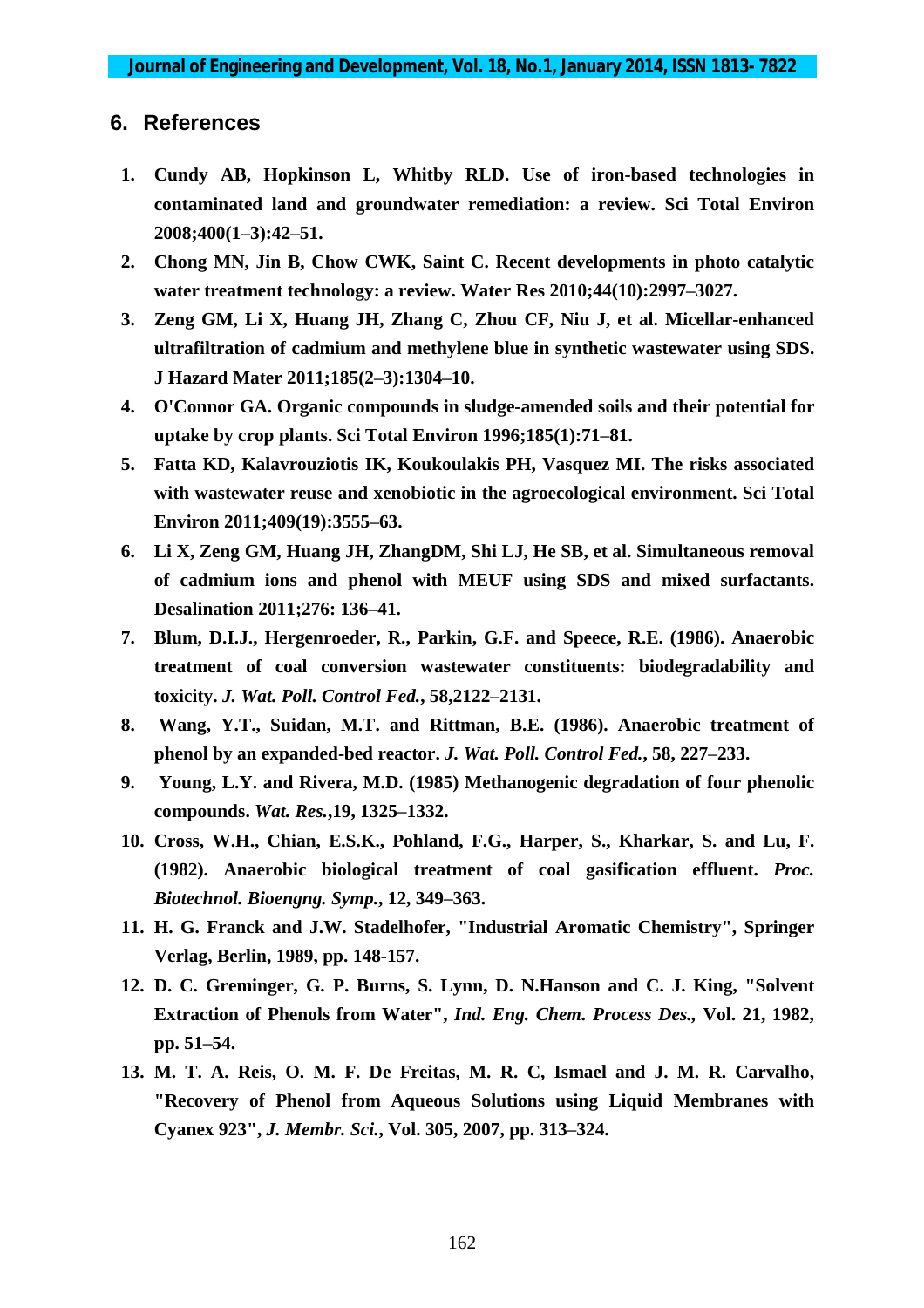## 6. References

1. **Cundy AB, Hopkinson L, Whitby RLD. Use of iron-based technologies in contaminated land and groundwater remediation: a review. Sci Total Environ 2008;400(1–3):42–51.**
2. **Chong MN, Jin B, Chow CWK, Saint C. Recent developments in photo catalytic water treatment technology: a review. Water Res 2010;44(10):2997–3027.**
3. **Zeng GM, Li X, Huang JH, Zhang C, Zhou CF, Niu J, et al. Micellar-enhanced ultrafiltration of cadmium and methylene blue in synthetic wastewater using SDS. J Hazard Mater 2011;185(2–3):1304–10.**
4. **O'Connor GA. Organic compounds in sludge-amended soils and their potential for uptake by crop plants. Sci Total Environ 1996;185(1):71–81.**
5. **Fatta KD, Kalavrouziotis IK, Koukoulakis PH, Vasquez MI. The risks associated with wastewater reuse and xenobiotic in the agroecological environment. Sci Total Environ 2011;409(19):3555–63.**
6. **Li X, Zeng GM, Huang JH, ZhangDM, Shi LJ, He SB, et al. Simultaneous removal of cadmium ions and phenol with MEUF using SDS and mixed surfactants. Desalination 2011;276: 136–41.**
7. **Blum, D.I.J., Hergenroeder, R., Parkin, G.F. and Speece, R.E. (1986). Anaerobic treatment of coal conversion wastewater constituents: biodegradability and toxicity. *J. Wat. Poll. Control Fed.*, 58,2122–2131.**
8. **Wang, Y.T., Suidan, M.T. and Rittman, B.E. (1986). Anaerobic treatment of phenol by an expanded-bed reactor. *J. Wat. Poll. Control Fed.*, 58, 227–233.**
9. **Young, L.Y. and Rivera, M.D. (1985) Methanogenic degradation of four phenolic compounds. *Wat. Res.*,19, 1325–1332.**
10. **Cross, W.H., Chian, E.S.K., Pohland, F.G., Harper, S., Kharkar, S. and Lu, F. (1982). Anaerobic biological treatment of coal gasification effluent. *Proc. Biotechnol. Bioengng. Symp.*, 12, 349–363.**
11. **H. G. Franck and J.W. Stadelhofer, "Industrial Aromatic Chemistry", Springer Verlag, Berlin, 1989, pp. 148-157.**
12. **D. C. Greminger, G. P. Burns, S. Lynn, D. N.Hanson and C. J. King, "Solvent Extraction of Phenols from Water", *Ind. Eng. Chem. Process Des.*, Vol. 21, 1982, pp. 51–54.**
13. **M. T. A. Reis, O. M. F. De Freitas, M. R. C, Ismael and J. M. R. Carvalho, "Recovery of Phenol from Aqueous Solutions using Liquid Membranes with Cyanex 923", *J. Membr. Sci.*, Vol. 305, 2007, pp. 313–324.**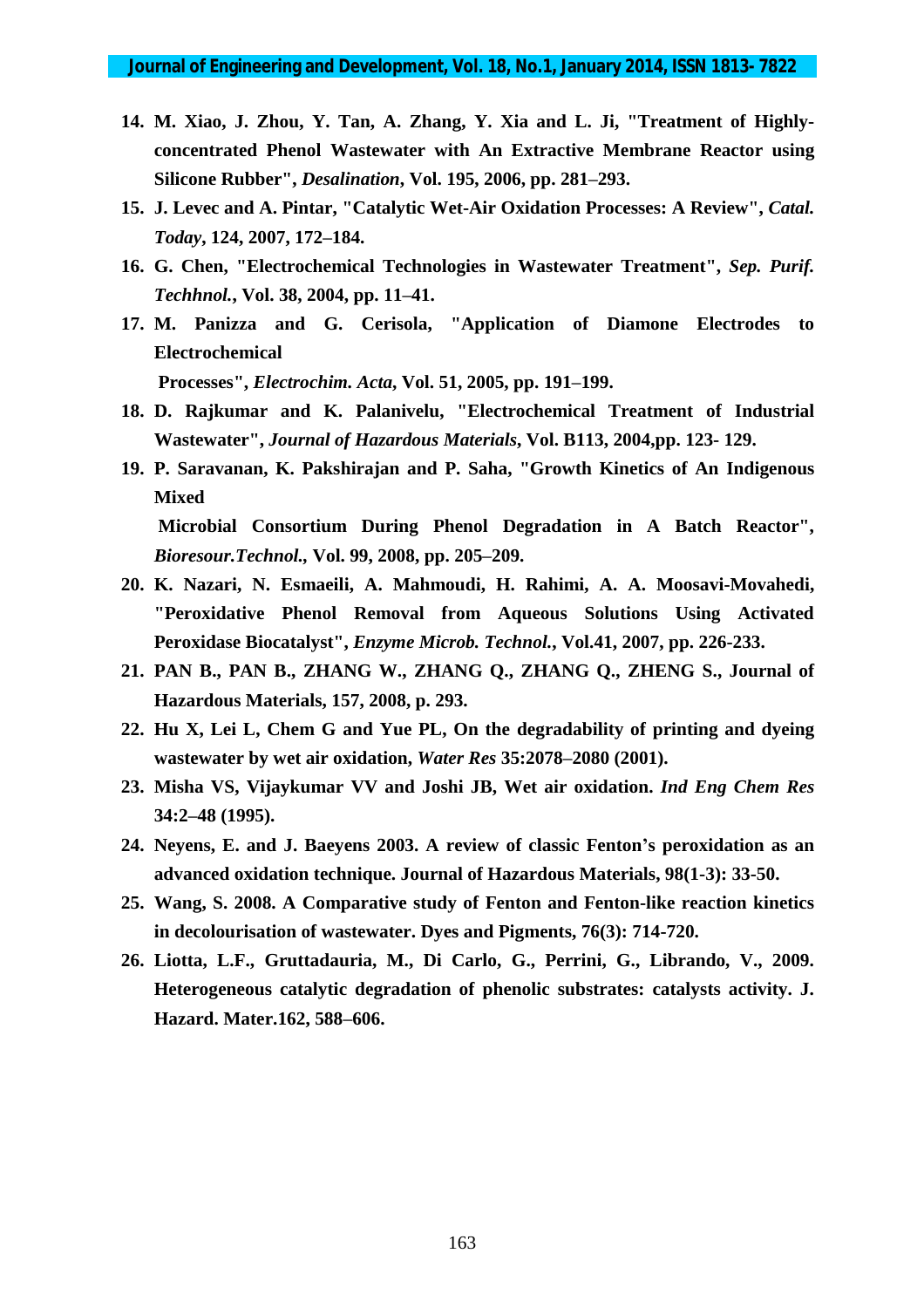14. **M. Xiao, J. Zhou, Y. Tan, A. Zhang, Y. Xia and L. Ji, "Treatment of Highly-concentrated Phenol Wastewater with An Extractive Membrane Reactor using Silicone Rubber",** ***Desalination*****, Vol. 195, 2006, pp. 281–293.**
15. **J. Levec and A. Pintar, "Catalytic Wet-Air Oxidation Processes: A Review",** ***Catal. Today*****, 124, 2007, 172–184.**
16. **G. Chen, "Electrochemical Technologies in Wastewater Treatment",** ***Sep. Purif. Techhnol.*****, Vol. 38, 2004, pp. 11–41.**
17. **M. Panizza and G. Cerisola, "Application of Diamone Electrodes to Electrochemical Processes",** ***Electrochim. Acta*****, Vol. 51, 2005, pp. 191–199.**
18. **D. Rajkumar and K. Palanivelu, "Electrochemical Treatment of Industrial Wastewater",** ***Journal of Hazardous Materials*****, Vol. B113, 2004,pp. 123- 129.**
19. **P. Saravanan, K. Pakshirajan and P. Saha, "Growth Kinetics of An Indigenous Mixed Microbial Consortium During Phenol Degradation in A Batch Reactor",** ***Bioresour.Technol.*****, Vol. 99, 2008, pp. 205–209.**
20. **K. Nazari, N. Esmaeili, A. Mahmoudi, H. Rahimi, A. A. Moosavi-Movahedi, "Peroxidative Phenol Removal from Aqueous Solutions Using Activated Peroxidase Biocatalyst",** ***Enzyme Microb. Technol.*****, Vol.41, 2007, pp. 226-233.**
21. **PAN B., PAN B., ZHANG W., ZHANG Q., ZHANG Q., ZHENG S., Journal of Hazardous Materials, 157, 2008, p. 293.**
22. **Hu X, Lei L, Chem G and Yue PL, On the degradability of printing and dyeing wastewater by wet air oxidation,** ***Water Res*** **35:2078–2080 (2001).**
23. **Misha VS, Vijaykumar VV and Joshi JB, Wet air oxidation.** ***Ind Eng Chem Res*** **34:2–48 (1995).**
24. **Neyens, E. and J. Baeyens 2003. A review of classic Fenton's peroxidation as an advanced oxidation technique. Journal of Hazardous Materials, 98(1-3): 33-50.**
25. **Wang, S. 2008. A Comparative study of Fenton and Fenton-like reaction kinetics in decolourisation of wastewater. Dyes and Pigments, 76(3): 714-720.**
26. **Liotta, L.F., Gruttadauria, M., Di Carlo, G., Perrini, G., Librando, V., 2009. Heterogeneous catalytic degradation of phenolic substrates: catalysts activity. J. Hazard. Mater.162, 588–606.**